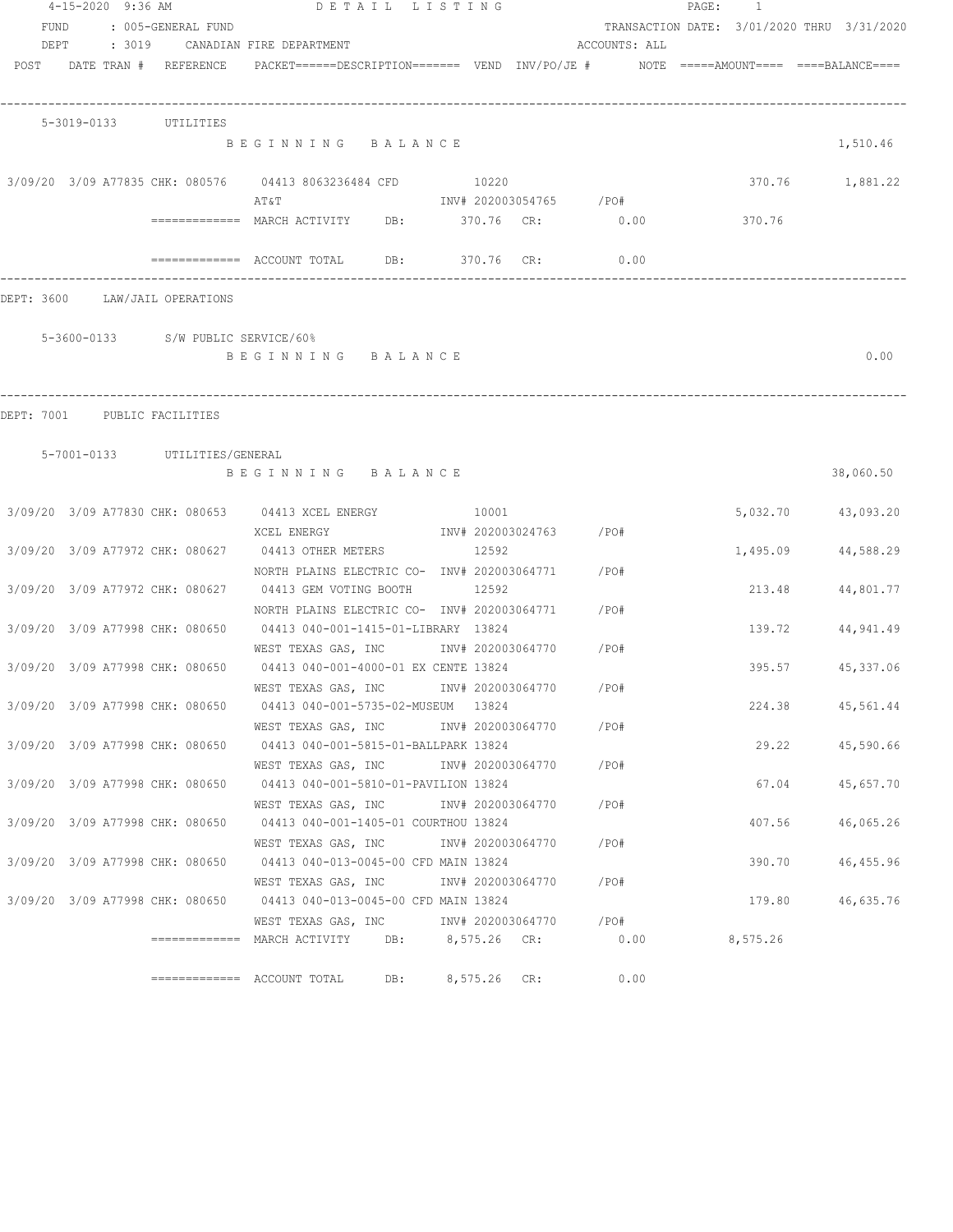4-15-2020 9:36 AM — DETAIL LISTING

FUND : 005-GENERAL FUND — TRANSACTION DATE: 3/01/2020 THRU 3/31/2020

DEPT : 3019 CANADIAN FIRE DEPARTMENT — ACCOUNTS: ALL

| POST | DATE | TRAN # | REFERENCE | PACKET======DESCRIPTION======= | VEND | INV/PO/JE # | NOTE | =====AMOUNT==== | ====BALANCE==== |
|---|---|---|---|---|---|---|---|---|---|

## 5-3019-0133 UTILITIES

| POST | DATE | TRAN # | REFERENCE | DESCRIPTION | VEND | INV/PO/JE # | AMOUNT | BALANCE |
|---|---|---|---|---|---|---|---|---|
| | | | | BEGINNING BALANCE | | | | 1,510.46 |
| 3/09/20 | 3/09 | A77835 | CHK: 080576 | 04413 8063236484 CFD / AT&T | 10220 | INV# 202003054765 /PO# | 370.76 | 1,881.22 |

============= MARCH ACTIVITY DB: 370.76 CR: 0.00 370.76

============= ACCOUNT TOTAL DB: 370.76 CR: 0.00

## DEPT: 3600 LAW/JAIL OPERATIONS

### 5-3600-0133 S/W PUBLIC SERVICE/60%

BEGINNING BALANCE 0.00

## DEPT: 7001 PUBLIC FACILITIES

### 5-7001-0133 UTILITIES/GENERAL

| POST | DATE | TRAN # | REFERENCE | DESCRIPTION | VEND | INV/PO/JE # | AMOUNT | BALANCE |
|---|---|---|---|---|---|---|---|---|
| | | | | BEGINNING BALANCE | | | | 38,060.50 |
| 3/09/20 | 3/09 | A77830 | CHK: 080653 | 04413 XCEL ENERGY / XCEL ENERGY | 10001 | INV# 202003024763 /PO# | 5,032.70 | 43,093.20 |
| 3/09/20 | 3/09 | A77972 | CHK: 080627 | 04413 OTHER METERS / NORTH PLAINS ELECTRIC CO- | 12592 | INV# 202003064771 /PO# | 1,495.09 | 44,588.29 |
| 3/09/20 | 3/09 | A77972 | CHK: 080627 | 04413 GEM VOTING BOOTH / NORTH PLAINS ELECTRIC CO- | 12592 | INV# 202003064771 /PO# | 213.48 | 44,801.77 |
| 3/09/20 | 3/09 | A77998 | CHK: 080650 | 04413 040-001-1415-01-LIBRARY / WEST TEXAS GAS, INC | 13824 | INV# 202003064770 /PO# | 139.72 | 44,941.49 |
| 3/09/20 | 3/09 | A77998 | CHK: 080650 | 04413 040-001-4000-01 EX CENTE / WEST TEXAS GAS, INC | 13824 | INV# 202003064770 /PO# | 395.57 | 45,337.06 |
| 3/09/20 | 3/09 | A77998 | CHK: 080650 | 04413 040-001-5735-02-MUSEUM / WEST TEXAS GAS, INC | 13824 | INV# 202003064770 /PO# | 224.38 | 45,561.44 |
| 3/09/20 | 3/09 | A77998 | CHK: 080650 | 04413 040-001-5815-01-BALLPARK / WEST TEXAS GAS, INC | 13824 | INV# 202003064770 /PO# | 29.22 | 45,590.66 |
| 3/09/20 | 3/09 | A77998 | CHK: 080650 | 04413 040-001-5810-01-PAVILION / WEST TEXAS GAS, INC | 13824 | INV# 202003064770 /PO# | 67.04 | 45,657.70 |
| 3/09/20 | 3/09 | A77998 | CHK: 080650 | 04413 040-001-1405-01 COURTHOU / WEST TEXAS GAS, INC | 13824 | INV# 202003064770 /PO# | 407.56 | 46,065.26 |
| 3/09/20 | 3/09 | A77998 | CHK: 080650 | 04413 040-013-0045-00 CFD MAIN / WEST TEXAS GAS, INC | 13824 | INV# 202003064770 /PO# | 390.70 | 46,455.96 |
| 3/09/20 | 3/09 | A77998 | CHK: 080650 | 04413 040-013-0045-00 CFD MAIN / WEST TEXAS GAS, INC | 13824 | INV# 202003064770 /PO# | 179.80 | 46,635.76 |

============= MARCH ACTIVITY DB: 8,575.26 CR: 0.00 8,575.26

============= ACCOUNT TOTAL DB: 8,575.26 CR: 0.00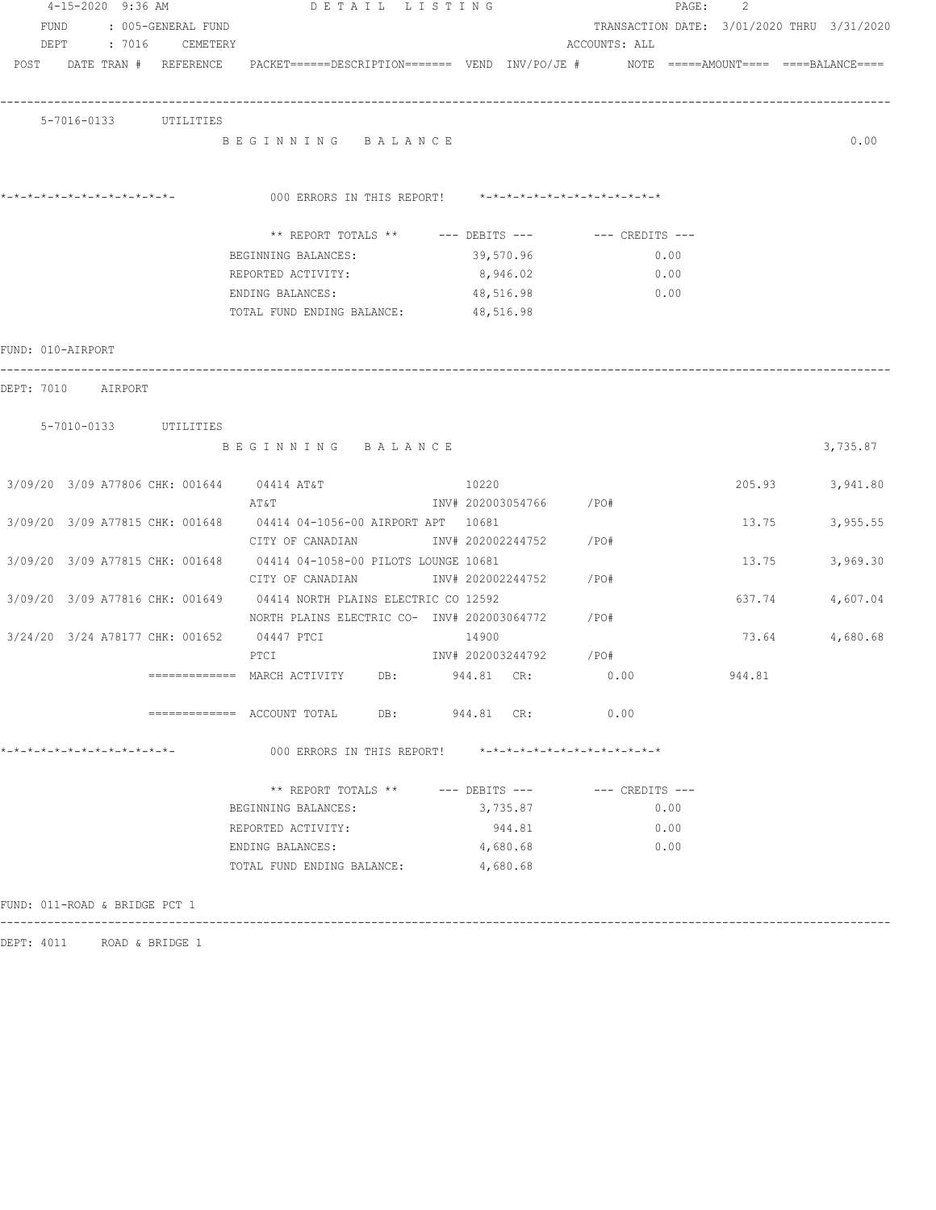4-15-2020 9:36 AM DETAIL LISTING

FUND : 005-GENERAL FUND — TRANSACTION DATE: 3/01/2020 THRU 3/31/2020

DEPT : 7016 CEMETERY — ACCOUNTS: ALL

POST DATE TRAN # REFERENCE PACKET======DESCRIPTION======= VEND INV/PO/JE # NOTE =====AMOUNT==== ====BALANCE====

---

5-7016-0133 UTILITIES

B E G I N N I N G   B A L A N C E — 0.00

*-*-*-*-*-*-*-*-*-*-*-*-*- 000 ERRORS IN THIS REPORT! *-*-*-*-*-*-*-*-*-*-*-*-*-*

| ** REPORT TOTALS ** | --- DEBITS --- | --- CREDITS --- |
|---|---|---|
| BEGINNING BALANCES: | 39,570.96 | 0.00 |
| REPORTED ACTIVITY: | 8,946.02 | 0.00 |
| ENDING BALANCES: | 48,516.98 | 0.00 |
| TOTAL FUND ENDING BALANCE: | 48,516.98 | |

FUND: 010-AIRPORT

---

DEPT: 7010 AIRPORT

5-7010-0133 UTILITIES

B E G I N N I N G   B A L A N C E — 3,735.87

| POST | DATE | TRAN # | REFERENCE | PACKET / DESCRIPTION | VEND | INV/PO/JE # | NOTE | AMOUNT | BALANCE |
|---|---|---|---|---|---|---|---|---|---|
| 3/09/20 | 3/09 | A77806 | CHK: 001644 | 04414 AT&T<br>AT&T | 10220 | INV# 202003054766 /PO# | | 205.93 | 3,941.80 |
| 3/09/20 | 3/09 | A77815 | CHK: 001648 | 04414 04-1056-00 AIRPORT APT<br>CITY OF CANADIAN | 10681 | INV# 202002244752 /PO# | | 13.75 | 3,955.55 |
| 3/09/20 | 3/09 | A77815 | CHK: 001648 | 04414 04-1058-00 PILOTS LOUNGE<br>CITY OF CANADIAN | 10681 | INV# 202002244752 /PO# | | 13.75 | 3,969.30 |
| 3/09/20 | 3/09 | A77816 | CHK: 001649 | 04414 NORTH PLAINS ELECTRIC CO<br>NORTH PLAINS ELECTRIC CO- | 12592 | INV# 202003064772 /PO# | | 637.74 | 4,607.04 |
| 3/24/20 | 3/24 | A78177 | CHK: 001652 | 04447 PTCI<br>PTCI | 14900 | INV# 202003244792 /PO# | | 73.64 | 4,680.68 |

============= MARCH ACTIVITY DB: 944.81 CR: 0.00 944.81

============= ACCOUNT TOTAL DB: 944.81 CR: 0.00

*-*-*-*-*-*-*-*-*-*-*-*-*- 000 ERRORS IN THIS REPORT! *-*-*-*-*-*-*-*-*-*-*-*-*-*

| ** REPORT TOTALS ** | --- DEBITS --- | --- CREDITS --- |
|---|---|---|
| BEGINNING BALANCES: | 3,735.87 | 0.00 |
| REPORTED ACTIVITY: | 944.81 | 0.00 |
| ENDING BALANCES: | 4,680.68 | 0.00 |
| TOTAL FUND ENDING BALANCE: | 4,680.68 | |

FUND: 011-ROAD & BRIDGE PCT 1

---

DEPT: 4011 ROAD & BRIDGE 1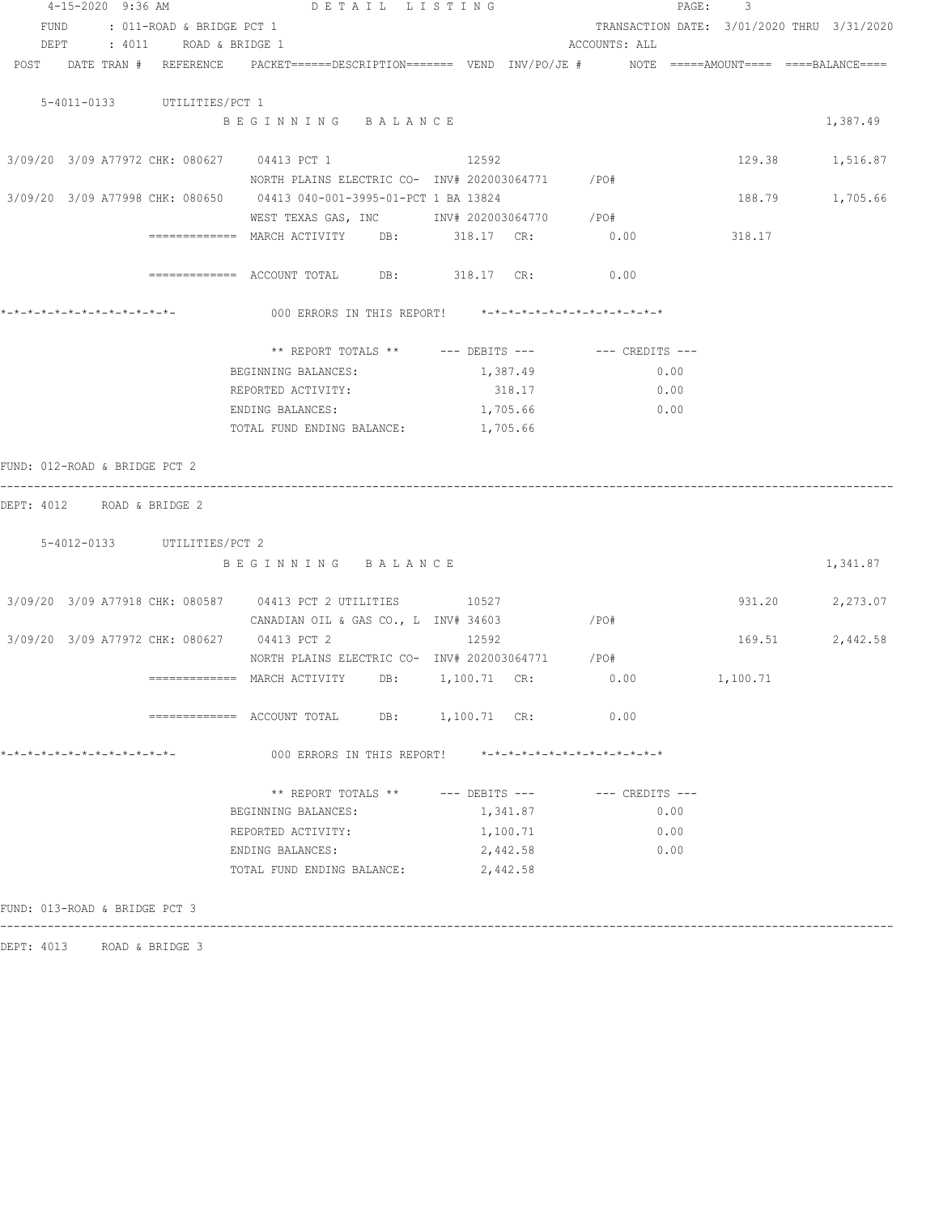DETAIL LISTING

FUND : 011-ROAD & BRIDGE PCT 1 TRANSACTION DATE: 3/01/2020 THRU 3/31/2020
DEPT : 4011 ROAD & BRIDGE 1 ACCOUNTS: ALL

| POST | DATE | TRAN # | REFERENCE | PACKET======DESCRIPTION======= | VEND | INV/PO/JE # | NOTE | =====AMOUNT==== | ====BALANCE==== |
|---|---|---|---|---|---|---|---|---|---|

5-4011-0133 UTILITIES/PCT 1

| POST | DATE | TRAN # | REFERENCE | DESCRIPTION | VEND | INV/PO/JE # | AMOUNT | BALANCE |
|---|---|---|---|---|---|---|---|---|
| | | | | BEGINNING BALANCE | | | | 1,387.49 |
| 3/09/20 | 3/09 | A77972 | CHK: 080627 | 04413 PCT 1 / NORTH PLAINS ELECTRIC CO- | 12592 | INV# 202003064771 /PO# | 129.38 | 1,516.87 |
| 3/09/20 | 3/09 | A77998 | CHK: 080650 | 04413 040-001-3995-01-PCT 1 BA / WEST TEXAS GAS, INC | 13824 | INV# 202003064770 /PO# | 188.79 | 1,705.66 |

============= MARCH ACTIVITY DB: 318.17 CR: 0.00 318.17

============= ACCOUNT TOTAL DB: 318.17 CR: 0.00

*-*-*-*-*-*-*-*-*-*-*-*-*- 000 ERRORS IN THIS REPORT! *-*-*-*-*-*-*-*-*-*-*-*-*-*

| ** REPORT TOTALS ** | --- DEBITS --- | --- CREDITS --- |
|---|---|---|
| BEGINNING BALANCES: | 1,387.49 | 0.00 |
| REPORTED ACTIVITY: | 318.17 | 0.00 |
| ENDING BALANCES: | 1,705.66 | 0.00 |
| TOTAL FUND ENDING BALANCE: | 1,705.66 | |

FUND: 012-ROAD & BRIDGE PCT 2

DEPT: 4012 ROAD & BRIDGE 2

5-4012-0133 UTILITIES/PCT 2

| POST | DATE | TRAN # | REFERENCE | DESCRIPTION | VEND | INV/PO/JE # | AMOUNT | BALANCE |
|---|---|---|---|---|---|---|---|---|
| | | | | BEGINNING BALANCE | | | | 1,341.87 |
| 3/09/20 | 3/09 | A77918 | CHK: 080587 | 04413 PCT 2 UTILITIES / CANADIAN OIL & GAS CO., L | 10527 | INV# 34603 /PO# | 931.20 | 2,273.07 |
| 3/09/20 | 3/09 | A77972 | CHK: 080627 | 04413 PCT 2 / NORTH PLAINS ELECTRIC CO- | 12592 | INV# 202003064771 /PO# | 169.51 | 2,442.58 |

============= MARCH ACTIVITY DB: 1,100.71 CR: 0.00 1,100.71

============= ACCOUNT TOTAL DB: 1,100.71 CR: 0.00

*-*-*-*-*-*-*-*-*-*-*-*-*- 000 ERRORS IN THIS REPORT! *-*-*-*-*-*-*-*-*-*-*-*-*-*

| ** REPORT TOTALS ** | --- DEBITS --- | --- CREDITS --- |
|---|---|---|
| BEGINNING BALANCES: | 1,341.87 | 0.00 |
| REPORTED ACTIVITY: | 1,100.71 | 0.00 |
| ENDING BALANCES: | 2,442.58 | 0.00 |
| TOTAL FUND ENDING BALANCE: | 2,442.58 | |

FUND: 013-ROAD & BRIDGE PCT 3

DEPT: 4013 ROAD & BRIDGE 3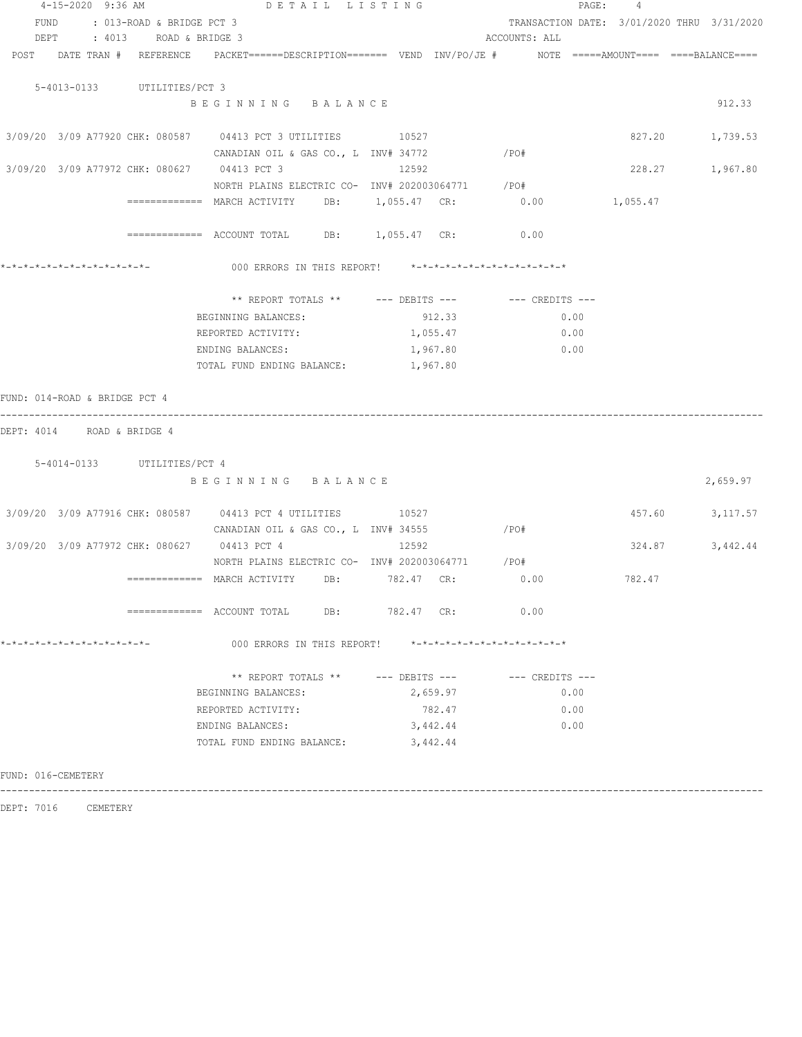FUND : 013-ROAD & BRIDGE PCT 3 TRANSACTION DATE: 3/01/2020 THRU 3/31/2020
DEPT : 4013 ROAD & BRIDGE 3 ACCOUNTS: ALL

| POST | DATE | TRAN # | REFERENCE | PACKET | DESCRIPTION | VEND | INV/PO/JE # | NOTE | AMOUNT | BALANCE |
|---|---|---|---|---|---|---|---|---|---|---|
| 5-4013-0133 | | | | | UTILITIES/PCT 3 | | | | | |
| | | | | | BEGINNING BALANCE | | | | | 912.33 |
| 3/09/20 | 3/09 | A77920 | CHK: 080587 | 04413 | PCT 3 UTILITIES | 10527 | | | 827.20 | 1,739.53 |
| | | | | | CANADIAN OIL & GAS CO., L | | INV# 34772 /PO# | | | |
| 3/09/20 | 3/09 | A77972 | CHK: 080627 | 04413 | PCT 3 | 12592 | | | 228.27 | 1,967.80 |
| | | | | | NORTH PLAINS ELECTRIC CO- | | INV# 202003064771 /PO# | | | |

============= MARCH ACTIVITY DB: 1,055.47 CR: 0.00 1,055.47

============= ACCOUNT TOTAL DB: 1,055.47 CR: 0.00

*-*-*-*-*-*-*-*-*-*-*-*-*- 000 ERRORS IN THIS REPORT! *-*-*-*-*-*-*-*-*-*-*-*-*-*

| ** REPORT TOTALS ** | --- DEBITS --- | --- CREDITS --- |
|---|---|---|
| BEGINNING BALANCES: | 912.33 | 0.00 |
| REPORTED ACTIVITY: | 1,055.47 | 0.00 |
| ENDING BALANCES: | 1,967.80 | 0.00 |
| TOTAL FUND ENDING BALANCE: | 1,967.80 | |

FUND: 014-ROAD & BRIDGE PCT 4

DEPT: 4014 ROAD & BRIDGE 4

| POST | DATE | TRAN # | REFERENCE | PACKET | DESCRIPTION | VEND | INV/PO/JE # | NOTE | AMOUNT | BALANCE |
|---|---|---|---|---|---|---|---|---|---|---|
| 5-4014-0133 | | | | | UTILITIES/PCT 4 | | | | | |
| | | | | | BEGINNING BALANCE | | | | | 2,659.97 |
| 3/09/20 | 3/09 | A77916 | CHK: 080587 | 04413 | PCT 4 UTILITIES | 10527 | | | 457.60 | 3,117.57 |
| | | | | | CANADIAN OIL & GAS CO., L | | INV# 34555 /PO# | | | |
| 3/09/20 | 3/09 | A77972 | CHK: 080627 | 04413 | PCT 4 | 12592 | | | 324.87 | 3,442.44 |
| | | | | | NORTH PLAINS ELECTRIC CO- | | INV# 202003064771 /PO# | | | |

============= MARCH ACTIVITY DB: 782.47 CR: 0.00 782.47

============= ACCOUNT TOTAL DB: 782.47 CR: 0.00

*-*-*-*-*-*-*-*-*-*-*-*-*- 000 ERRORS IN THIS REPORT! *-*-*-*-*-*-*-*-*-*-*-*-*-*

| ** REPORT TOTALS ** | --- DEBITS --- | --- CREDITS --- |
|---|---|---|
| BEGINNING BALANCES: | 2,659.97 | 0.00 |
| REPORTED ACTIVITY: | 782.47 | 0.00 |
| ENDING BALANCES: | 3,442.44 | 0.00 |
| TOTAL FUND ENDING BALANCE: | 3,442.44 | |

FUND: 016-CEMETERY

DEPT: 7016 CEMETERY